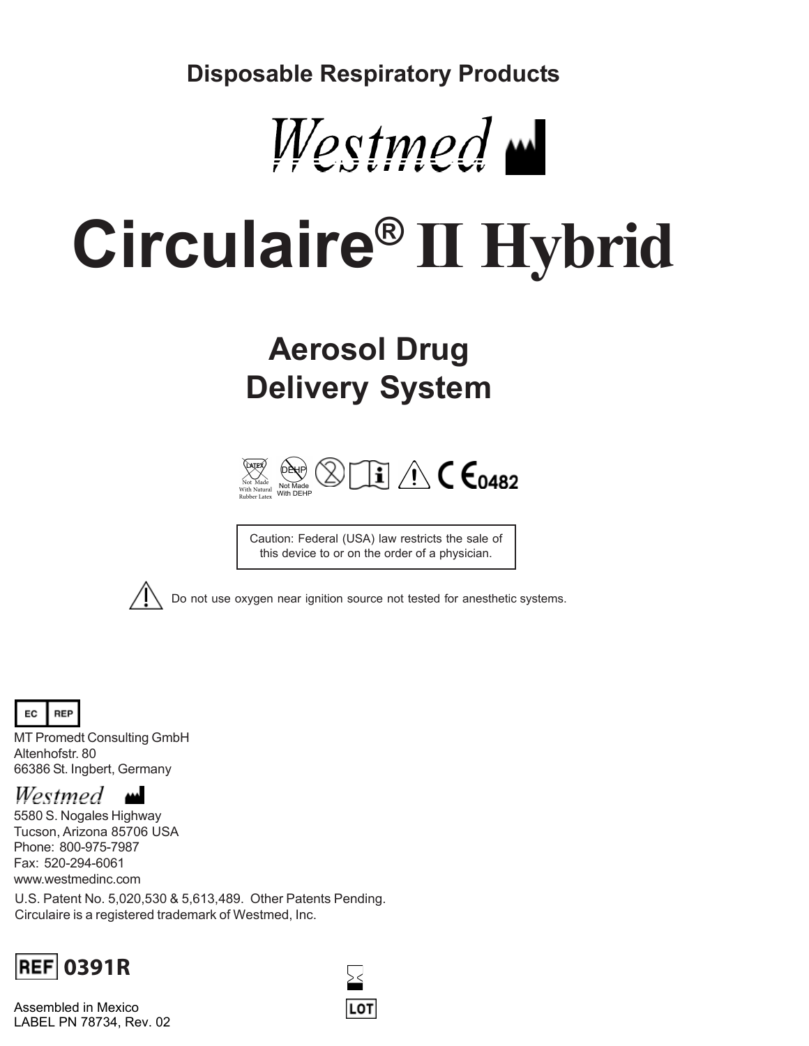**Disposable Respiratory Products**

Westmed

# Circulaire® II Hybrid

## Aerosol Drug Delivery System

LATEX Not Made With Natural Rubber Latex

DEHP Not Made With DEHP

CE 0482

Caution: Federal (USA) law restricts the sale of this device to or on the order of a physician.

Do not use oxygen near ignition source not tested for anesthetic systems.

EC REP

MT Promedt Consulting GmbH
Altenhofstr. 80
66386 St. Ingbert, Germany

Westmed

5580 S. Nogales Highway
Tucson, Arizona 85706 USA
Phone: 800-975-7987
Fax: 520-294-6061
www.westmedinc.com

U.S. Patent No. 5,020,530 & 5,613,489. Other Patents Pending.
Circulaire is a registered trademark of Westmed, Inc.

REF 0391R

LOT

Assembled in Mexico
LABEL PN 78734, Rev. 02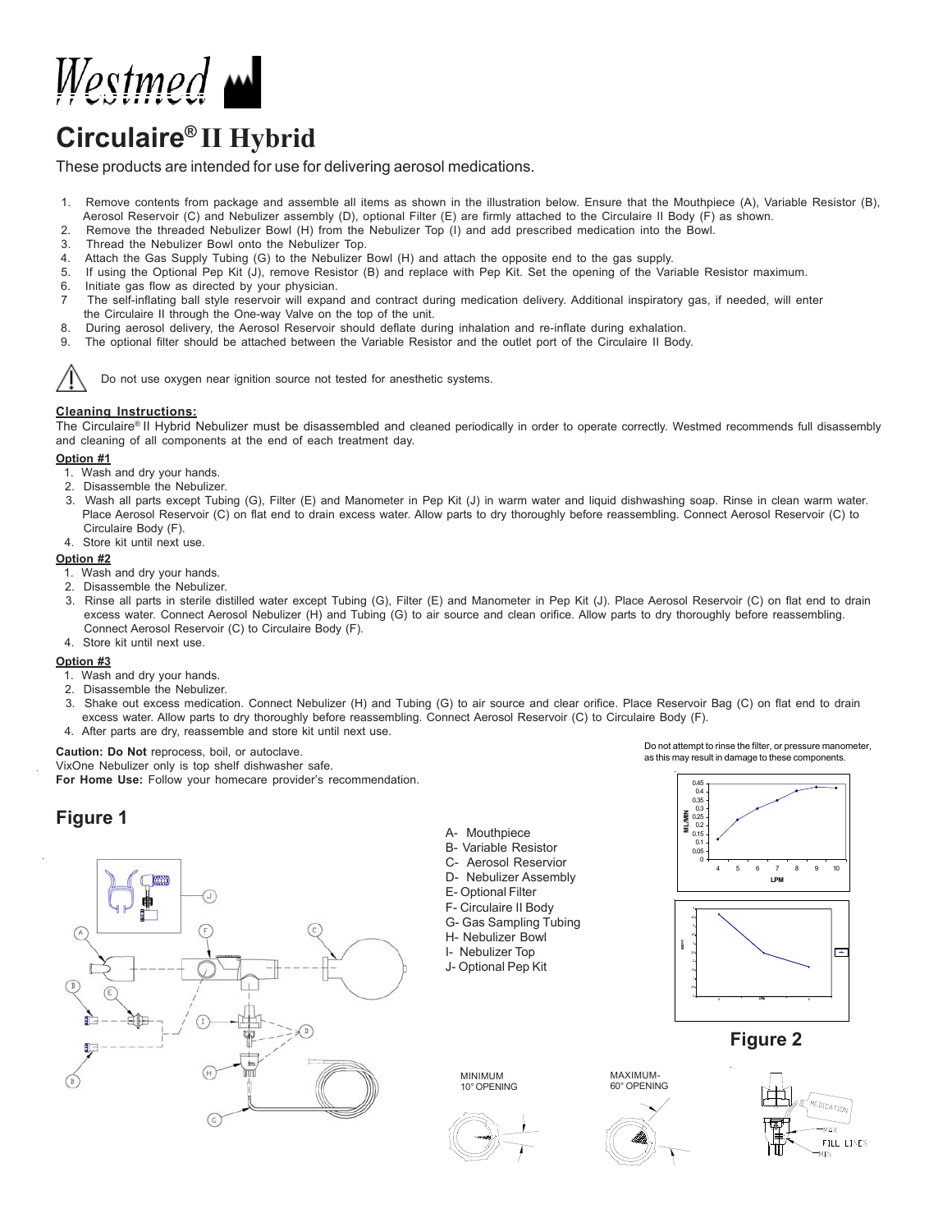# Westmed

# Circulaire® II Hybrid

These products are intended for use for delivering aerosol medications.

1. Remove contents from package and assemble all items as shown in the illustration below. Ensure that the Mouthpiece (A), Variable Resistor (B), Aerosol Reservoir (C) and Nebulizer assembly (D), optional Filter (E) are firmly attached to the Circulaire II Body (F) as shown.
2. Remove the threaded Nebulizer Bowl (H) from the Nebulizer Top (I) and add prescribed medication into the Bowl.
3. Thread the Nebulizer Bowl onto the Nebulizer Top.
4. Attach the Gas Supply Tubing (G) to the Nebulizer Bowl (H) and attach the opposite end to the gas supply.
5. If using the Optional Pep Kit (J), remove Resistor (B) and replace with Pep Kit. Set the opening of the Variable Resistor maximum.
6. Initiate gas flow as directed by your physician.
7. The self-inflating ball style reservoir will expand and contract during medication delivery. Additional inspiratory gas, if needed, will enter the Circulaire II through the One-way Valve on the top of the unit.
8. During aerosol delivery, the Aerosol Reservoir should deflate during inhalation and re-inflate during exhalation.
9. The optional filter should be attached between the Variable Resistor and the outlet port of the Circulaire II Body.

⚠ Do not use oxygen near ignition source not tested for anesthetic systems.

**Cleaning Instructions:**

The Circulaire® II Hybrid Nebulizer must be disassembled and cleaned periodically in order to operate correctly. Westmed recommends full disassembly and cleaning of all components at the end of each treatment day.

**Option #1**

1. Wash and dry your hands.
2. Disassemble the Nebulizer.
3. Wash all parts except Tubing (G), Filter (E) and Manometer in Pep Kit (J) in warm water and liquid dishwashing soap. Rinse in clean warm water. Place Aerosol Reservoir (C) on flat end to drain excess water. Allow parts to dry thoroughly before reassembling. Connect Aerosol Reservoir (C) to Circulaire Body (F).
4. Store kit until next use.

**Option #2**

1. Wash and dry your hands.
2. Disassemble the Nebulizer.
3. Rinse all parts in sterile distilled water except Tubing (G), Filter (E) and Manometer in Pep Kit (J). Place Aerosol Reservoir (C) on flat end to drain excess water. Connect Aerosol Nebulizer (H) and Tubing (G) to air source and clean orifice. Allow parts to dry thoroughly before reassembling. Connect Aerosol Reservoir (C) to Circulaire Body (F).
4. Store kit until next use.

**Option #3**

1. Wash and dry your hands.
2. Disassemble the Nebulizer.
3. Shake out excess medication. Connect Nebulizer (H) and Tubing (G) to air source and clear orifice. Place Reservoir Bag (C) on flat end to drain excess water. Allow parts to dry thoroughly before reassembling. Connect Aerosol Reservoir (C) to Circulaire Body (F).
4. After parts are dry, reassemble and store kit until next use.

**Caution: Do Not** reprocess, boil, or autoclave.
VixOne Nebulizer only is top shelf dishwasher safe.
**For Home Use:** Follow your homecare provider's recommendation.

Do not attempt to rinse the filter, or pressure manometer, as this may result in damage to these components.

## Figure 1

A- Mouthpiece
B- Variable Resistor
C- Aerosol Reservior
D- Nebulizer Assembly
E- Optional Filter
F- Circulaire II Body
G- Gas Sampling Tubing
H- Nebulizer Bowl
I- Nebulizer Top
J- Optional Pep Kit

ML/MIN
0.45
0.4
0.35
0.3
0.25
0.2
0.15
0.1
0.05
0
4 5 6 7 8 9 10
LPM

## Figure 2

MINIMUM
10° OPENING

MAXIMUM-
60° OPENING

MEDICATION
MAX
FILL LINES
MIN